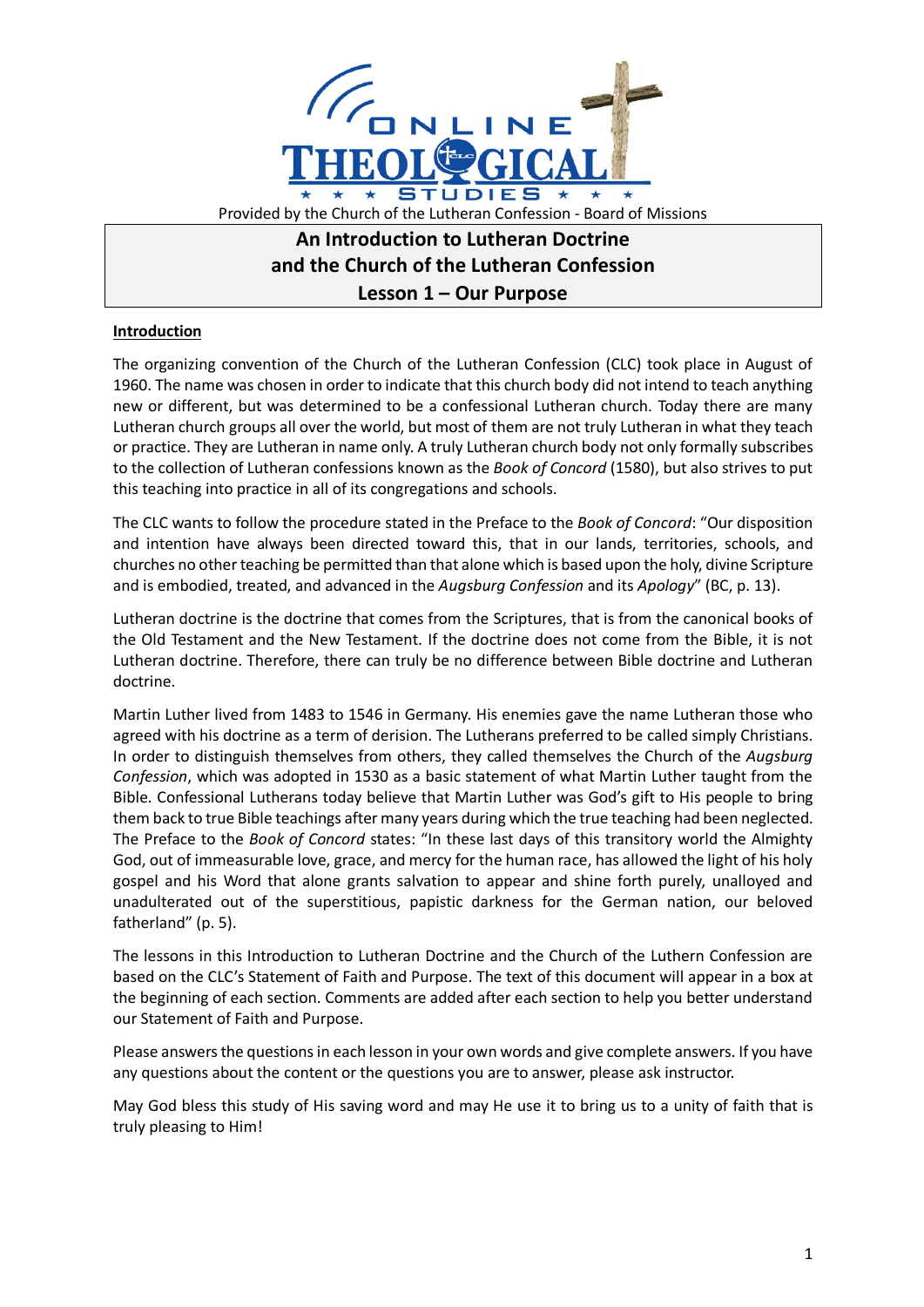ONLINE THEOLOGICAL STUDIES

Provided by the Church of the Lutheran Confession - Board of Missions

# An Introduction to Lutheran Doctrine and the Church of the Lutheran Confession

## Lesson 1 – Our Purpose

### Introduction

The organizing convention of the Church of the Lutheran Confession (CLC) took place in August of 1960. The name was chosen in order to indicate that this church body did not intend to teach anything new or different, but was determined to be a confessional Lutheran church. Today there are many Lutheran church groups all over the world, but most of them are not truly Lutheran in what they teach or practice. They are Lutheran in name only. A truly Lutheran church body not only formally subscribes to the collection of Lutheran confessions known as the *Book of Concord* (1580), but also strives to put this teaching into practice in all of its congregations and schools.

The CLC wants to follow the procedure stated in the Preface to the *Book of Concord*: "Our disposition and intention have always been directed toward this, that in our lands, territories, schools, and churches no other teaching be permitted than that alone which is based upon the holy, divine Scripture and is embodied, treated, and advanced in the *Augsburg Confession* and its *Apology*" (BC, p. 13).

Lutheran doctrine is the doctrine that comes from the Scriptures, that is from the canonical books of the Old Testament and the New Testament. If the doctrine does not come from the Bible, it is not Lutheran doctrine. Therefore, there can truly be no difference between Bible doctrine and Lutheran doctrine.

Martin Luther lived from 1483 to 1546 in Germany. His enemies gave the name Lutheran those who agreed with his doctrine as a term of derision. The Lutherans preferred to be called simply Christians. In order to distinguish themselves from others, they called themselves the Church of the *Augsburg Confession*, which was adopted in 1530 as a basic statement of what Martin Luther taught from the Bible. Confessional Lutherans today believe that Martin Luther was God's gift to His people to bring them back to true Bible teachings after many years during which the true teaching had been neglected. The Preface to the *Book of Concord* states: "In these last days of this transitory world the Almighty God, out of immeasurable love, grace, and mercy for the human race, has allowed the light of his holy gospel and his Word that alone grants salvation to appear and shine forth purely, unalloyed and unadulterated out of the superstitious, papistic darkness for the German nation, our beloved fatherland" (p. 5).

The lessons in this Introduction to Lutheran Doctrine and the Church of the Luthern Confession are based on the CLC's Statement of Faith and Purpose. The text of this document will appear in a box at the beginning of each section. Comments are added after each section to help you better understand our Statement of Faith and Purpose.

Please answers the questions in each lesson in your own words and give complete answers. If you have any questions about the content or the questions you are to answer, please ask instructor.

May God bless this study of His saving word and may He use it to bring us to a unity of faith that is truly pleasing to Him!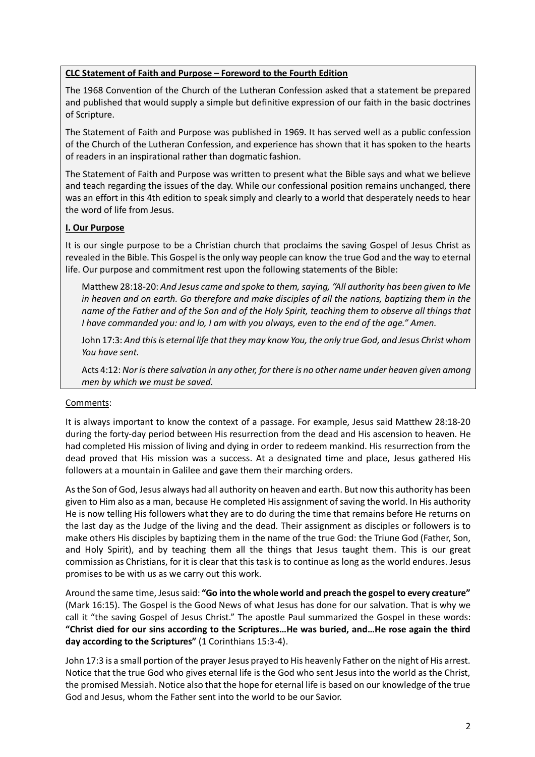**CLC Statement of Faith and Purpose – Foreword to the Fourth Edition**

The 1968 Convention of the Church of the Lutheran Confession asked that a statement be prepared and published that would supply a simple but definitive expression of our faith in the basic doctrines of Scripture.

The Statement of Faith and Purpose was published in 1969. It has served well as a public confession of the Church of the Lutheran Confession, and experience has shown that it has spoken to the hearts of readers in an inspirational rather than dogmatic fashion.

The Statement of Faith and Purpose was written to present what the Bible says and what we believe and teach regarding the issues of the day. While our confessional position remains unchanged, there was an effort in this 4th edition to speak simply and clearly to a world that desperately needs to hear the word of life from Jesus.

**I. Our Purpose**

It is our single purpose to be a Christian church that proclaims the saving Gospel of Jesus Christ as revealed in the Bible. This Gospel is the only way people can know the true God and the way to eternal life. Our purpose and commitment rest upon the following statements of the Bible:

> Matthew 28:18-20: *And Jesus came and spoke to them, saying, "All authority has been given to Me in heaven and on earth. Go therefore and make disciples of all the nations, baptizing them in the name of the Father and of the Son and of the Holy Spirit, teaching them to observe all things that I have commanded you: and lo, I am with you always, even to the end of the age." Amen.*
>
> John 17:3: *And this is eternal life that they may know You, the only true God, and Jesus Christ whom You have sent.*
>
> Acts 4:12: *Nor is there salvation in any other, for there is no other name under heaven given among men by which we must be saved.*

Comments:

It is always important to know the context of a passage. For example, Jesus said Matthew 28:18-20 during the forty-day period between His resurrection from the dead and His ascension to heaven. He had completed His mission of living and dying in order to redeem mankind. His resurrection from the dead proved that His mission was a success. At a designated time and place, Jesus gathered His followers at a mountain in Galilee and gave them their marching orders.

As the Son of God, Jesus always had all authority on heaven and earth. But now this authority has been given to Him also as a man, because He completed His assignment of saving the world. In His authority He is now telling His followers what they are to do during the time that remains before He returns on the last day as the Judge of the living and the dead. Their assignment as disciples or followers is to make others His disciples by baptizing them in the name of the true God: the Triune God (Father, Son, and Holy Spirit), and by teaching them all the things that Jesus taught them. This is our great commission as Christians, for it is clear that this task is to continue as long as the world endures. Jesus promises to be with us as we carry out this work.

Around the same time, Jesus said: **"Go into the whole world and preach the gospel to every creature"** (Mark 16:15). The Gospel is the Good News of what Jesus has done for our salvation. That is why we call it "the saving Gospel of Jesus Christ." The apostle Paul summarized the Gospel in these words: **"Christ died for our sins according to the Scriptures…He was buried, and…He rose again the third day according to the Scriptures"** (1 Corinthians 15:3-4).

John 17:3 is a small portion of the prayer Jesus prayed to His heavenly Father on the night of His arrest. Notice that the true God who gives eternal life is the God who sent Jesus into the world as the Christ, the promised Messiah. Notice also that the hope for eternal life is based on our knowledge of the true God and Jesus, whom the Father sent into the world to be our Savior.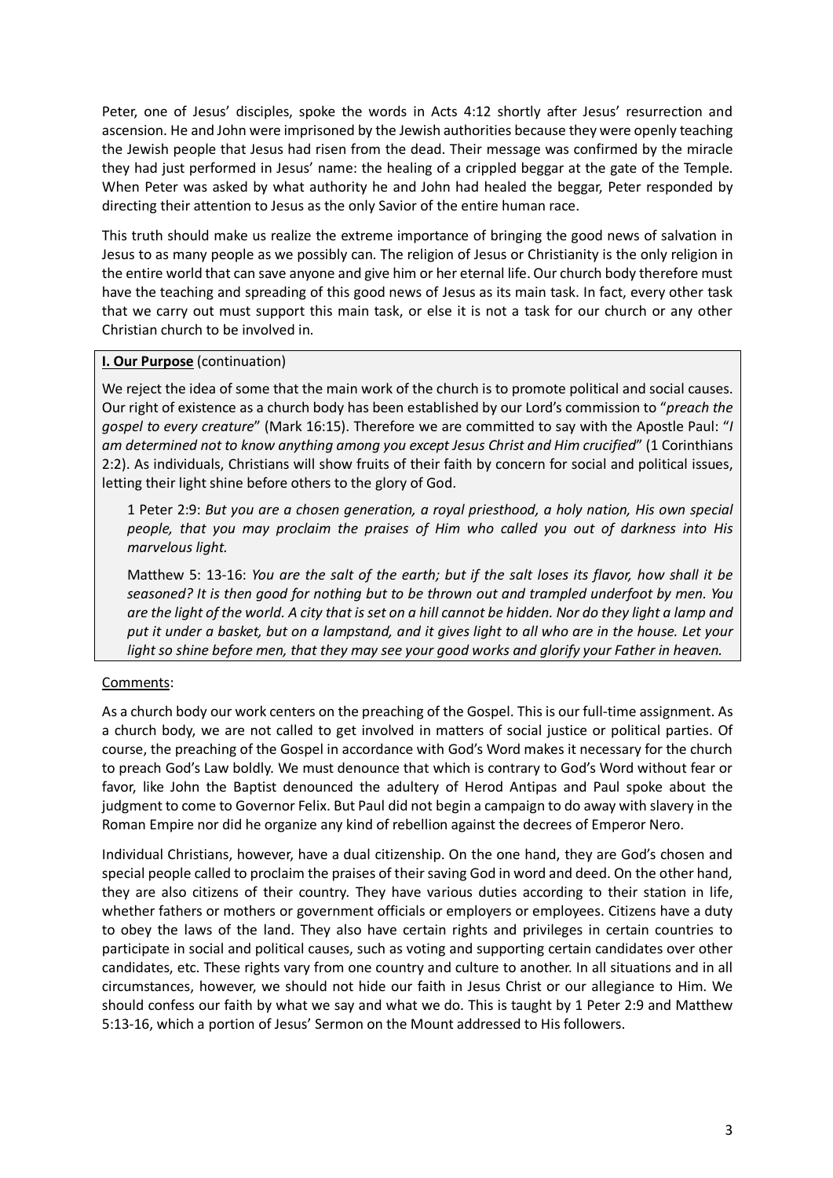Peter, one of Jesus' disciples, spoke the words in Acts 4:12 shortly after Jesus' resurrection and ascension. He and John were imprisoned by the Jewish authorities because they were openly teaching the Jewish people that Jesus had risen from the dead. Their message was confirmed by the miracle they had just performed in Jesus' name: the healing of a crippled beggar at the gate of the Temple. When Peter was asked by what authority he and John had healed the beggar, Peter responded by directing their attention to Jesus as the only Savior of the entire human race.

This truth should make us realize the extreme importance of bringing the good news of salvation in Jesus to as many people as we possibly can. The religion of Jesus or Christianity is the only religion in the entire world that can save anyone and give him or her eternal life. Our church body therefore must have the teaching and spreading of this good news of Jesus as its main task. In fact, every other task that we carry out must support this main task, or else it is not a task for our church or any other Christian church to be involved in.

**<u>I. Our Purpose</u>** (continuation)

We reject the idea of some that the main work of the church is to promote political and social causes. Our right of existence as a church body has been established by our Lord's commission to "*preach the gospel to every creature*" (Mark 16:15). Therefore we are committed to say with the Apostle Paul: "*I am determined not to know anything among you except Jesus Christ and Him crucified*" (1 Corinthians 2:2). As individuals, Christians will show fruits of their faith by concern for social and political issues, letting their light shine before others to the glory of God.

> 1 Peter 2:9: *But you are a chosen generation, a royal priesthood, a holy nation, His own special people, that you may proclaim the praises of Him who called you out of darkness into His marvelous light.*
>
> Matthew 5: 13-16: *You are the salt of the earth; but if the salt loses its flavor, how shall it be seasoned? It is then good for nothing but to be thrown out and trampled underfoot by men. You are the light of the world. A city that is set on a hill cannot be hidden. Nor do they light a lamp and put it under a basket, but on a lampstand, and it gives light to all who are in the house. Let your light so shine before men, that they may see your good works and glorify your Father in heaven.*

<u>Comments</u>:

As a church body our work centers on the preaching of the Gospel. This is our full-time assignment. As a church body, we are not called to get involved in matters of social justice or political parties. Of course, the preaching of the Gospel in accordance with God's Word makes it necessary for the church to preach God's Law boldly. We must denounce that which is contrary to God's Word without fear or favor, like John the Baptist denounced the adultery of Herod Antipas and Paul spoke about the judgment to come to Governor Felix. But Paul did not begin a campaign to do away with slavery in the Roman Empire nor did he organize any kind of rebellion against the decrees of Emperor Nero.

Individual Christians, however, have a dual citizenship. On the one hand, they are God's chosen and special people called to proclaim the praises of their saving God in word and deed. On the other hand, they are also citizens of their country. They have various duties according to their station in life, whether fathers or mothers or government officials or employers or employees. Citizens have a duty to obey the laws of the land. They also have certain rights and privileges in certain countries to participate in social and political causes, such as voting and supporting certain candidates over other candidates, etc. These rights vary from one country and culture to another. In all situations and in all circumstances, however, we should not hide our faith in Jesus Christ or our allegiance to Him. We should confess our faith by what we say and what we do. This is taught by 1 Peter 2:9 and Matthew 5:13-16, which a portion of Jesus' Sermon on the Mount addressed to His followers.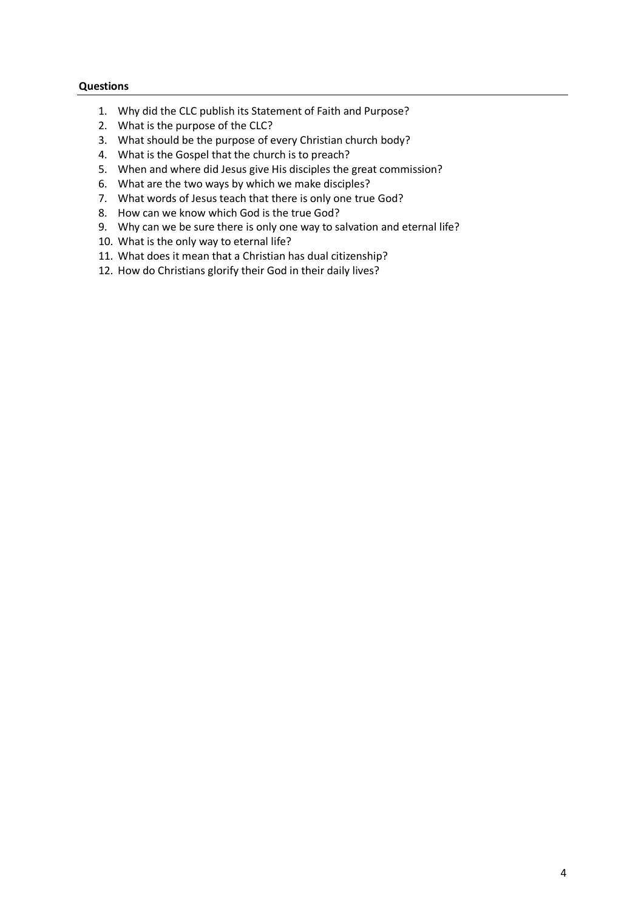**Questions**

1. Why did the CLC publish its Statement of Faith and Purpose?
2. What is the purpose of the CLC?
3. What should be the purpose of every Christian church body?
4. What is the Gospel that the church is to preach?
5. When and where did Jesus give His disciples the great commission?
6. What are the two ways by which we make disciples?
7. What words of Jesus teach that there is only one true God?
8. How can we know which God is the true God?
9. Why can we be sure there is only one way to salvation and eternal life?
10. What is the only way to eternal life?
11. What does it mean that a Christian has dual citizenship?
12. How do Christians glorify their God in their daily lives?